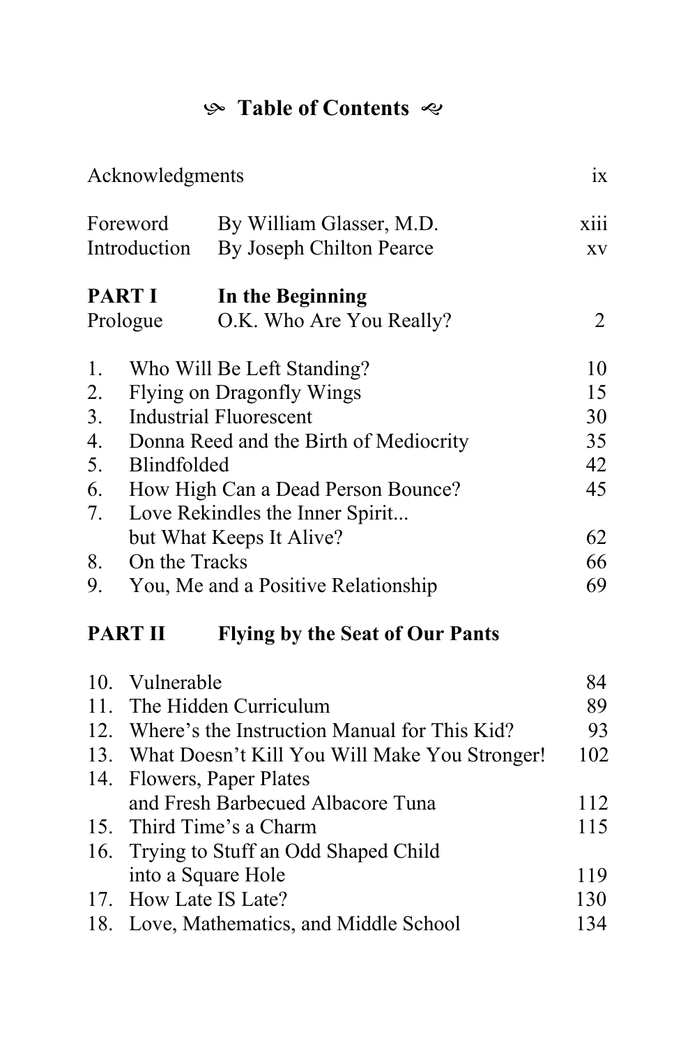# Table of Contents

| | | |
|---|---|---|
| Acknowledgments | | ix |
| Foreword | By William Glasser, M.D. | xiii |
| Introduction | By Joseph Chilton Pearce | xv |

## PART I In the Beginning

| | | |
|---|---|---|
| Prologue | O.K. Who Are You Really? | 2 |
| 1. | Who Will Be Left Standing? | 10 |
| 2. | Flying on Dragonfly Wings | 15 |
| 3. | Industrial Fluorescent | 30 |
| 4. | Donna Reed and the Birth of Mediocrity | 35 |
| 5. | Blindfolded | 42 |
| 6. | How High Can a Dead Person Bounce? | 45 |
| 7. | Love Rekindles the Inner Spirit... but What Keeps It Alive? | 62 |
| 8. | On the Tracks | 66 |
| 9. | You, Me and a Positive Relationship | 69 |

## PART II Flying by the Seat of Our Pants

| | | |
|---|---|---|
| 10. | Vulnerable | 84 |
| 11. | The Hidden Curriculum | 89 |
| 12. | Where's the Instruction Manual for This Kid? | 93 |
| 13. | What Doesn't Kill You Will Make You Stronger! | 102 |
| 14. | Flowers, Paper Plates and Fresh Barbecued Albacore Tuna | 112 |
| 15. | Third Time's a Charm | 115 |
| 16. | Trying to Stuff an Odd Shaped Child into a Square Hole | 119 |
| 17. | How Late IS Late? | 130 |
| 18. | Love, Mathematics, and Middle School | 134 |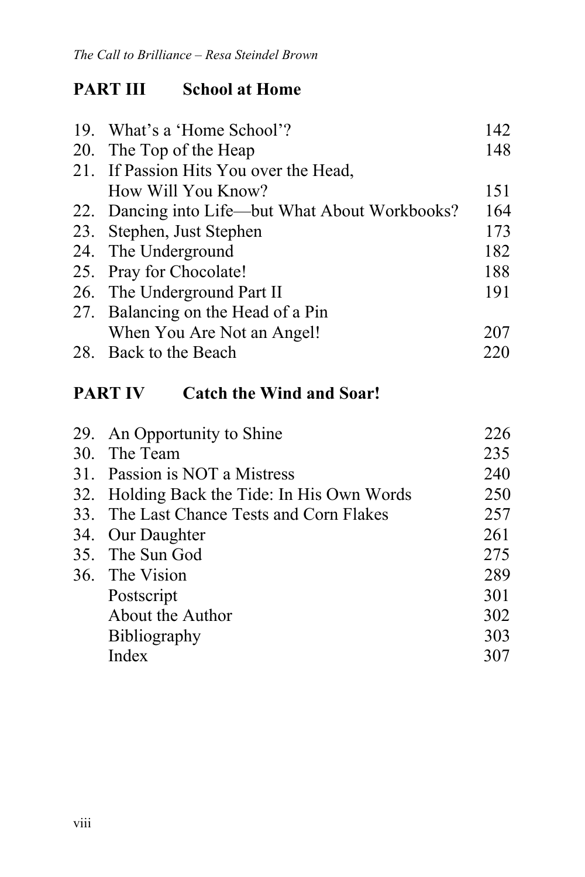## PART III School at Home

| | | |
|---|---|---|
| 19. | What's a 'Home School'? | 142 |
| 20. | The Top of the Heap | 148 |
| 21. | If Passion Hits You over the Head, How Will You Know? | 151 |
| 22. | Dancing into Life—but What About Workbooks? | 164 |
| 23. | Stephen, Just Stephen | 173 |
| 24. | The Underground | 182 |
| 25. | Pray for Chocolate! | 188 |
| 26. | The Underground Part II | 191 |
| 27. | Balancing on the Head of a Pin When You Are Not an Angel! | 207 |
| 28. | Back to the Beach | 220 |

## PART IV Catch the Wind and Soar!

| | | |
|---|---|---|
| 29. | An Opportunity to Shine | 226 |
| 30. | The Team | 235 |
| 31. | Passion is NOT a Mistress | 240 |
| 32. | Holding Back the Tide: In His Own Words | 250 |
| 33. | The Last Chance Tests and Corn Flakes | 257 |
| 34. | Our Daughter | 261 |
| 35. | The Sun God | 275 |
| 36. | The Vision | 289 |
| | Postscript | 301 |
| | About the Author | 302 |
| | Bibliography | 303 |
| | Index | 307 |